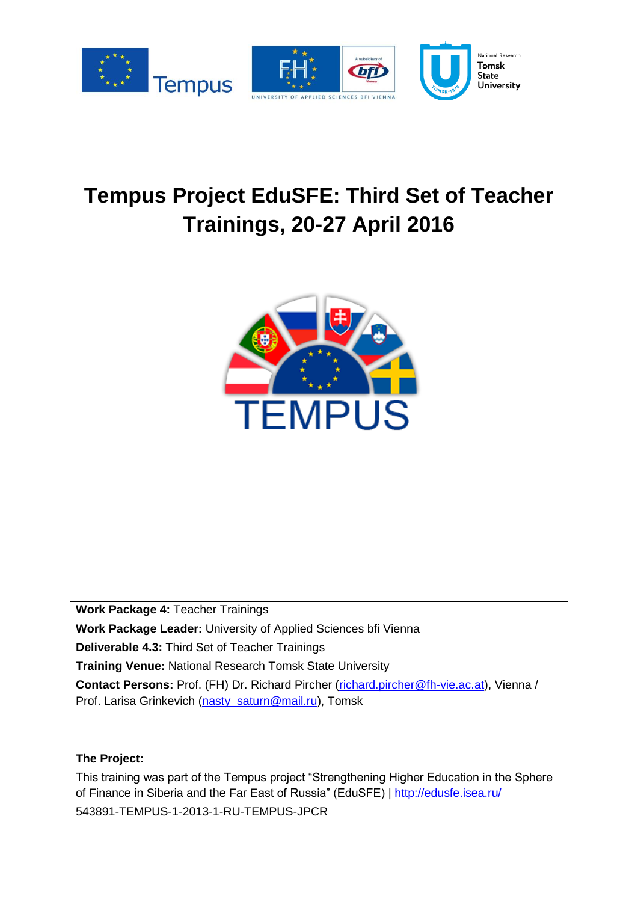# Tempus Project EduSFE: Third Set of Teacher Trainings, 20-27 April 2016

**Work Package 4:** Teacher Trainings
**Work Package Leader:** University of Applied Sciences bfi Vienna
**Deliverable 4.3:** Third Set of Teacher Trainings
**Training Venue:** National Research Tomsk State University
**Contact Persons:** Prof. (FH) Dr. Richard Pircher (richard.pircher@fh-vie.ac.at), Vienna / Prof. Larisa Grinkevich (nasty_saturn@mail.ru), Tomsk

**The Project:**

This training was part of the Tempus project "Strengthening Higher Education in the Sphere of Finance in Siberia and the Far East of Russia" (EduSFE) | http://edusfe.isea.ru/
543891-TEMPUS-1-2013-1-RU-TEMPUS-JPCR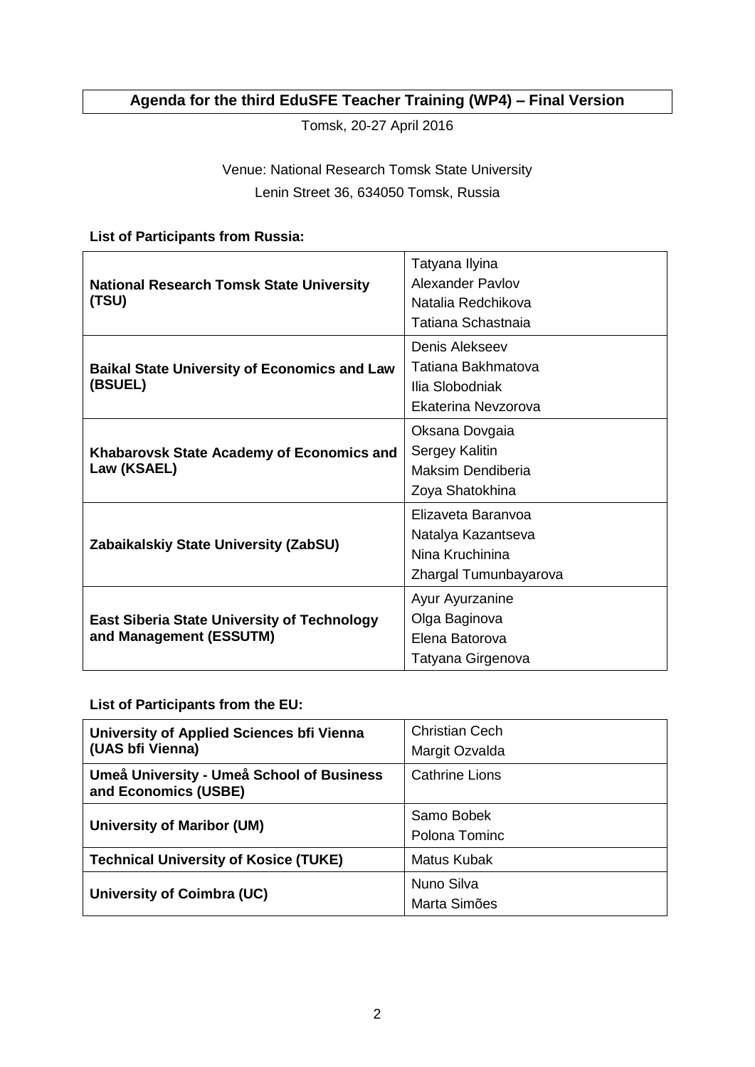# Agenda for the third EduSFE Teacher Training (WP4) – Final Version

Tomsk, 20-27 April 2016

Venue: National Research Tomsk State University

Lenin Street 36, 634050 Tomsk, Russia

**List of Participants from Russia:**

| | |
|---|---|
| **National Research Tomsk State University (TSU)** | Tatyana Ilyina<br>Alexander Pavlov<br>Natalia Redchikova<br>Tatiana Schastnaia |
| **Baikal State University of Economics and Law (BSUEL)** | Denis Alekseev<br>Tatiana Bakhmatova<br>Ilia Slobodniak<br>Ekaterina Nevzorova |
| **Khabarovsk State Academy of Economics and Law (KSAEL)** | Oksana Dovgaia<br>Sergey Kalitin<br>Maksim Dendiberia<br>Zoya Shatokhina |
| **Zabaikalskiy State University (ZabSU)** | Elizaveta Baranvoa<br>Natalya Kazantseva<br>Nina Kruchinina<br>Zhargal Tumunbayarova |
| **East Siberia State University of Technology and Management (ESSUTM)** | Ayur Ayurzanine<br>Olga Baginova<br>Elena Batorova<br>Tatyana Girgenova |

**List of Participants from the EU:**

| | |
|---|---|
| **University of Applied Sciences bfi Vienna (UAS bfi Vienna)** | Christian Cech<br>Margit Ozvalda |
| **Umeå University - Umeå School of Business and Economics (USBE)** | Cathrine Lions |
| **University of Maribor (UM)** | Samo Bobek<br>Polona Tominc |
| **Technical University of Kosice (TUKE)** | Matus Kubak |
| **University of Coimbra (UC)** | Nuno Silva<br>Marta Simões |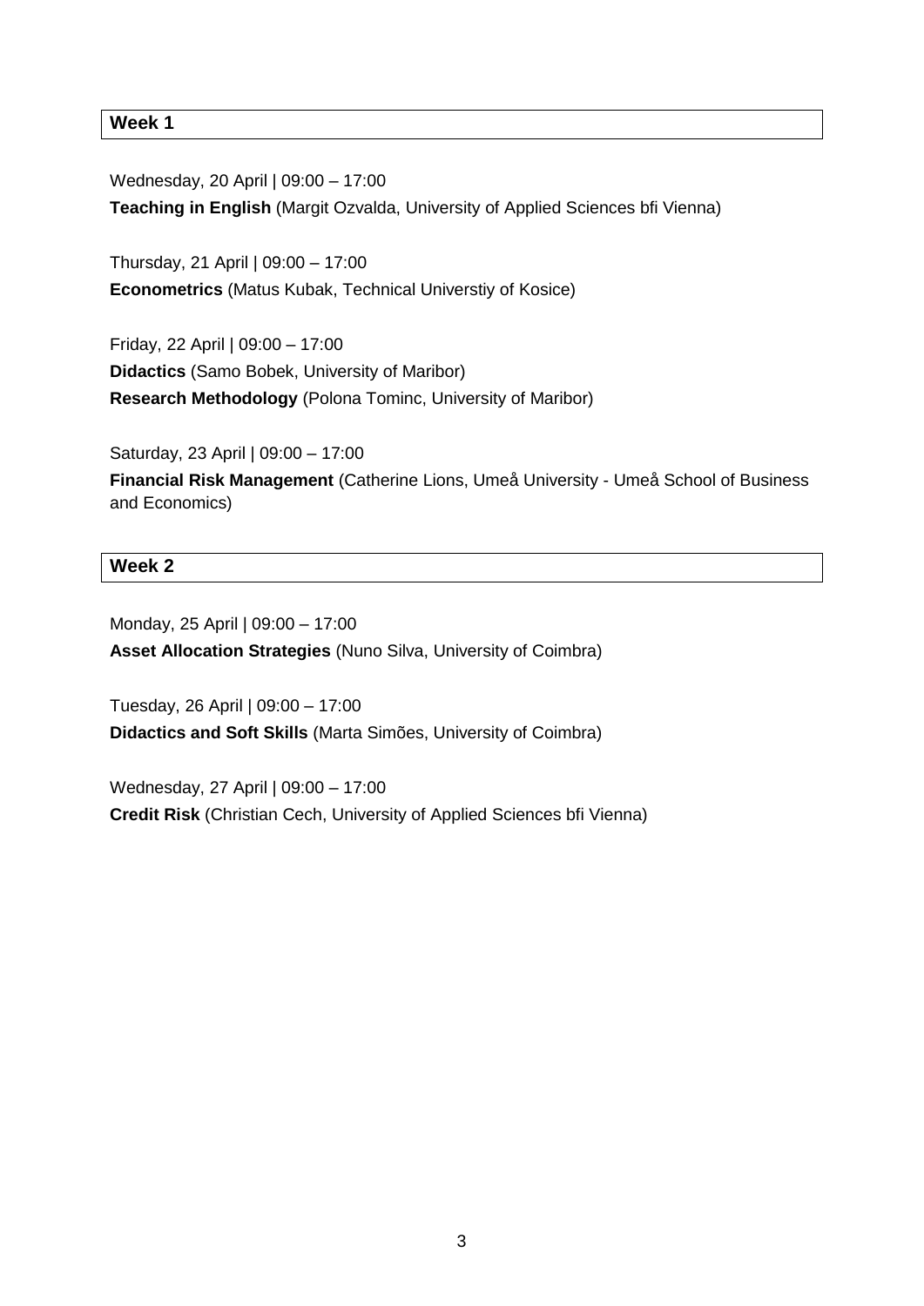## Week 1

Wednesday, 20 April | 09:00 – 17:00
**Teaching in English** (Margit Ozvalda, University of Applied Sciences bfi Vienna)

Thursday, 21 April | 09:00 – 17:00
**Econometrics** (Matus Kubak, Technical Universtiy of Kosice)

Friday, 22 April | 09:00 – 17:00
**Didactics** (Samo Bobek, University of Maribor)
**Research Methodology** (Polona Tominc, University of Maribor)

Saturday, 23 April | 09:00 – 17:00
**Financial Risk Management** (Catherine Lions, Umeå University - Umeå School of Business and Economics)

## Week 2

Monday, 25 April | 09:00 – 17:00
**Asset Allocation Strategies** (Nuno Silva, University of Coimbra)

Tuesday, 26 April | 09:00 – 17:00
**Didactics and Soft Skills** (Marta Simões, University of Coimbra)

Wednesday, 27 April | 09:00 – 17:00
**Credit Risk** (Christian Cech, University of Applied Sciences bfi Vienna)